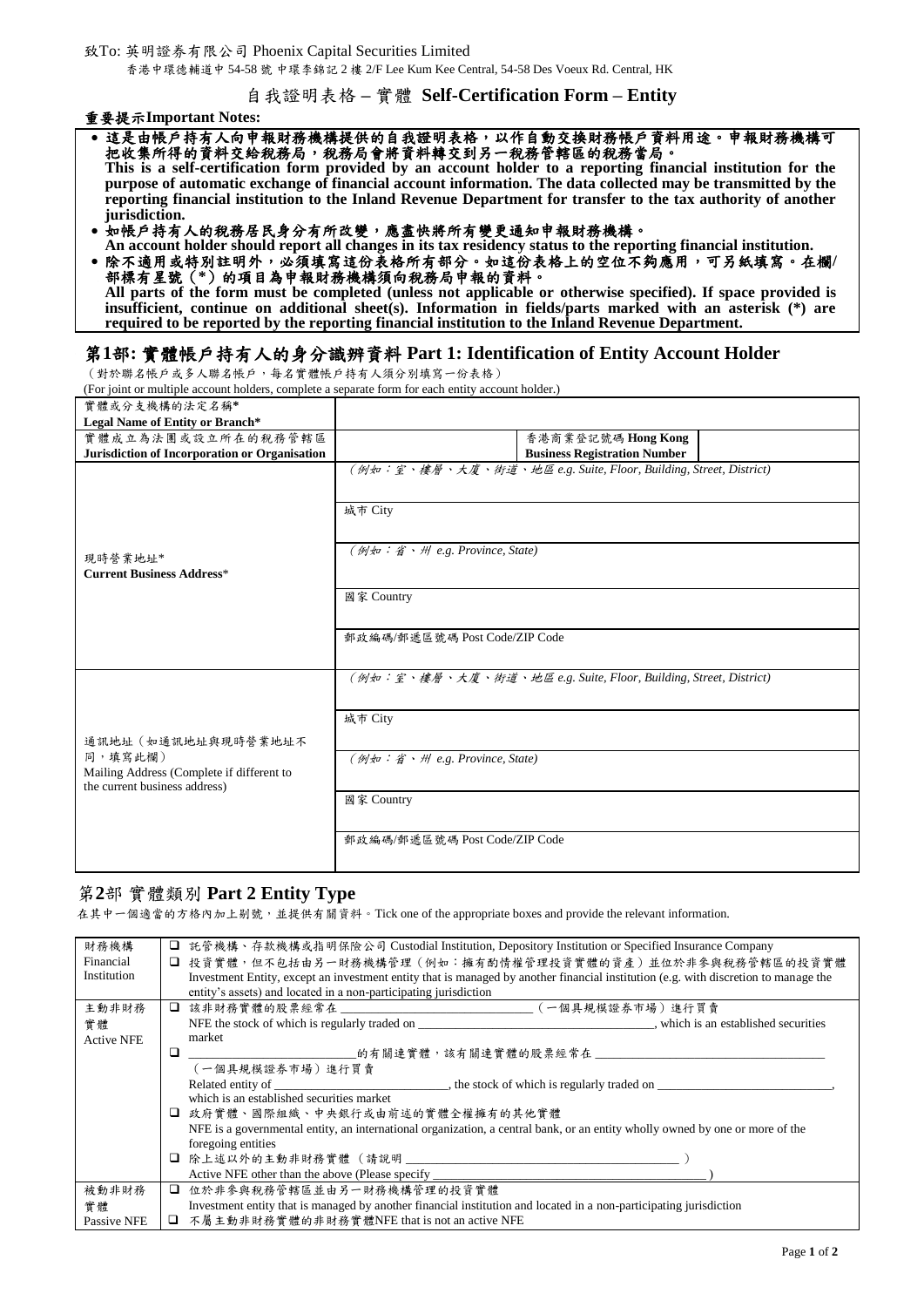致To: 英明證券有限公司 Phoenix Capital Securities Limited

香港中環德輔道中 54-58 號 中環李錦記 2 樓 2/F Lee Kum Kee Central, 54-58 Des Voeux Rd. Central, HK

# 自我證明表格 – 實體 Self-Certification Form – Entity

**重要提示Important Notes:**

- **這是由帳戶持有人向申報財務機構提供的自我證明表格，以作自動交換財務帳戶資料用途。申報財務機構可把收集所得的資料交給稅務局，稅務局會將資料轉交到另一稅務管轄區的稅務當局。**
  **This is a self-certification form provided by an account holder to a reporting financial institution for the purpose of automatic exchange of financial account information. The data collected may be transmitted by the reporting financial institution to the Inland Revenue Department for transfer to the tax authority of another jurisdiction.**
- **如帳戶持有人的稅務居民身分有所改變，應盡快將所有變更通知申報財務機構。**
  **An account holder should report all changes in its tax residency status to the reporting financial institution.**
- **除不適用或特別註明外，必須填寫這份表格所有部分。如這份表格上的空位不夠應用，可另紙填寫。在欄/部標有星號（\*）的項目為申報財務機構須向稅務局申報的資料。**
  **All parts of the form must be completed (unless not applicable or otherwise specified). If space provided is insufficient, continue on additional sheet(s). Information in fields/parts marked with an asterisk (\*) are required to be reported by the reporting financial institution to the Inland Revenue Department.**

## 第1部: 實體帳戶持有人的身分識辨資料 Part 1: Identification of Entity Account Holder

（對於聯名帳戶或多人聯名帳戶，每名實體帳戶持有人須分別填寫一份表格）
(For joint or multiple account holders, complete a separate form for each entity account holder.)

| | | | |
|---|---|---|---|
| 實體或分支機構的法定名稱*<br>**Legal Name of Entity or Branch\*** | | | |
| 實體成立為法團或設立所在的稅務管轄區<br>**Jurisdiction of Incorporation or Organisation** | | 香港商業登記號碼 **Hong Kong Business Registration Number** | |
| 現時營業地址*<br>**Current Business Address\*** | *(例如：室、樓層、大廈、街道、地區 e.g. Suite, Floor, Building, Street, District)* | | |
| | 城市 City | | |
| | *(例如：省、州 e.g. Province, State)* | | |
| | 國家 Country | | |
| | 郵政編碼/郵遞區號碼 Post Code/ZIP Code | | |
| 通訊地址（如通訊地址與現時營業地址不同，填寫此欄）<br>Mailing Address (Complete if different to the current business address) | *(例如：室、樓層、大廈、街道、地區 e.g. Suite, Floor, Building, Street, District)* | | |
| | 城市 City | | |
| | *(例如：省、州 e.g. Province, State)* | | |
| | 國家 Country | | |
| | 郵政編碼/郵遞區號碼 Post Code/ZIP Code | | |

## 第2部 實體類別 Part 2 Entity Type

在其中一個適當的方格內加上剔號，並提供有關資料。Tick one of the appropriate boxes and provide the relevant information.

| | |
|---|---|
| 財務機構<br>Financial Institution | ❑ 託管機構、存款機構或指明保險公司 Custodial Institution, Depository Institution or Specified Insurance Company<br>❑ 投資實體，但不包括由另一財務機構管理（例如：擁有酌情權管理投資實體的資產）並位於非參與稅務管轄區的投資實體<br>Investment Entity, except an investment entity that is managed by another financial institution (e.g. with discretion to manage the entity's assets) and located in a non-participating jurisdiction |
| 主動非財務實體<br>Active NFE | ❑ 該非財務實體的股票經常在 ______________（一個具規模證券市場）進行買賣<br>NFE the stock of which is regularly traded on ______________, which is an established securities market<br>❑ ______________的有關連實體，該有關連實體的股票經常在 ______________（一個具規模證券市場）進行買賣<br>Related entity of ______________, the stock of which is regularly traded on ______________, which is an established securities market<br>❑ 政府實體、國際組織、中央銀行或由前述的實體全權擁有的其他實體<br>NFE is a governmental entity, an international organization, a central bank, or an entity wholly owned by one or more of the foregoing entities<br>❑ 除上述以外的主動非財務實體（請說明 ______________）<br>Active NFE other than the above (Please specify ______________) |
| 被動非財務實體<br>Passive NFE | ❑ 位於非參與稅務管轄區並由另一財務機構管理的投資實體<br>Investment entity that is managed by another financial institution and located in a non-participating jurisdiction<br>❑ 不屬主動非財務實體的非財務實體NFE that is not an active NFE |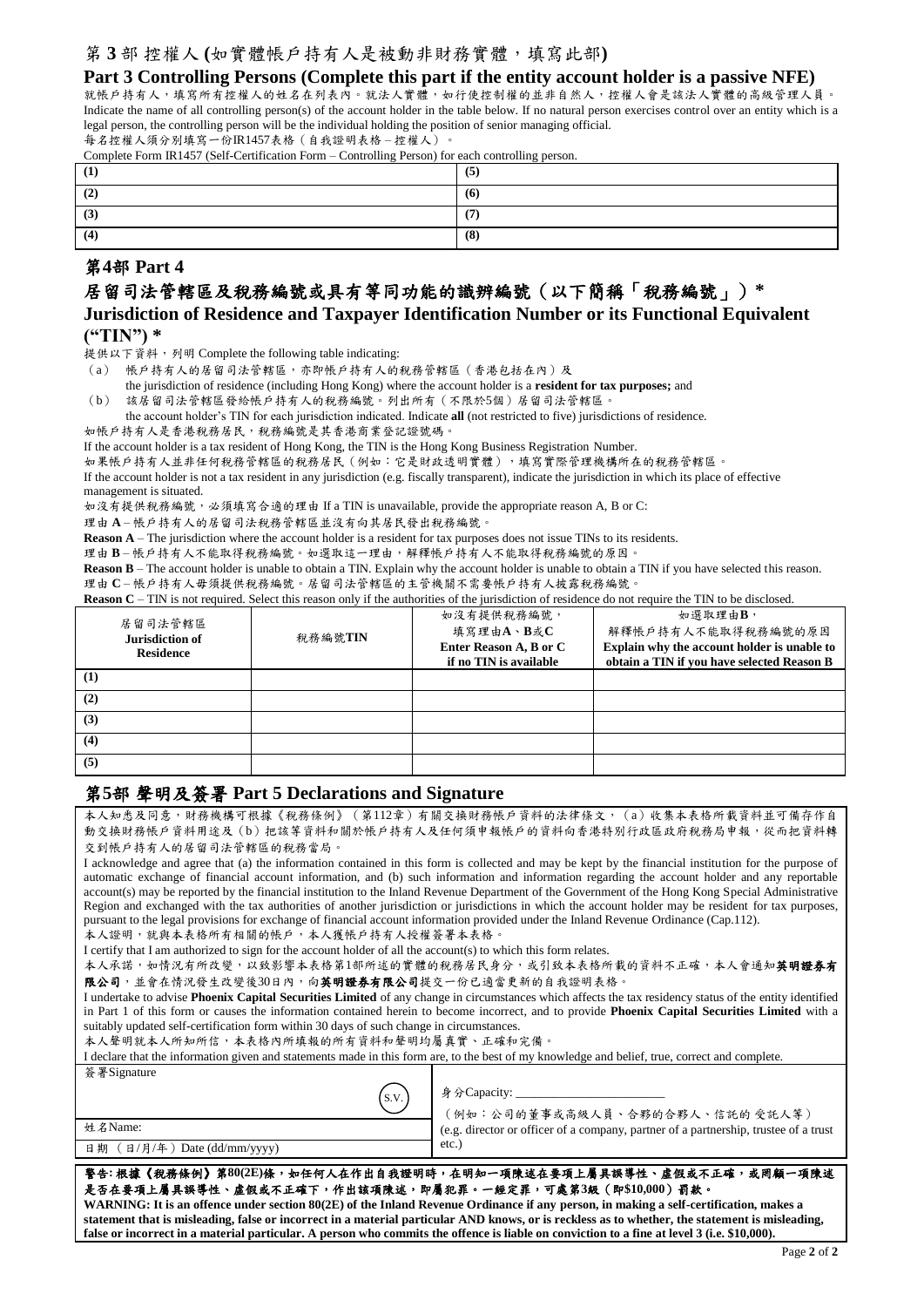## 第 3 部 控權人 (如實體帳戶持有人是被動非財務實體，填寫此部)

## Part 3 Controlling Persons (Complete this part if the entity account holder is a passive NFE)

就帳戶持有人，填寫所有控權人的姓名在列表內。就法人實體，如行使控制權的並非自然人，控權人會是該法人實體的高級管理人員。
Indicate the name of all controlling person(s) of the account holder in the table below. If no natural person exercises control over an entity which is a legal person, the controlling person will be the individual holding the position of senior managing official.

每名控權人須分別填寫一份IR1457表格（自我證明表格 – 控權人）。
Complete Form IR1457 (Self-Certification Form – Controlling Person) for each controlling person.

| | |
|---|---|
| (1) | (5) |
| (2) | (6) |
| (3) | (7) |
| (4) | (8) |

## 第4部 Part 4

## 居留司法管轄區及稅務編號或具有等同功能的識辨編號（以下簡稱「稅務編號」）*
## Jurisdiction of Residence and Taxpayer Identification Number or its Functional Equivalent ("TIN") *

提供以下資料，列明 Complete the following table indicating:

（a） 帳戶持有人的居留司法管轄區，亦即帳戶持有人的稅務管轄區（香港包括在內）及
the jurisdiction of residence (including Hong Kong) where the account holder is a **resident for tax purposes;** and

（b） 該居留司法管轄區發給帳戶持有人的稅務編號。列出所有（不限於5個）居留司法管轄區。
the account holder's TIN for each jurisdiction indicated. Indicate **all** (not restricted to five) jurisdictions of residence.

如帳戶持有人是香港稅務居民，稅務編號是其香港商業登記證號碼。
If the account holder is a tax resident of Hong Kong, the TIN is the Hong Kong Business Registration Number.

如果帳戶持有人並非任何稅務管轄區的稅務居民（例如：它是財政透明實體），填寫實際管理機構所在的稅務管轄區。
If the account holder is not a tax resident in any jurisdiction (e.g. fiscally transparent), indicate the jurisdiction in which its place of effective management is situated.

如沒有提供稅務編號，必須填寫合適的理由 If a TIN is unavailable, provide the appropriate reason A, B or C:

理由 **A** – 帳戶持有人的居留司法稅務管轄區並沒有向其居民發出稅務編號。
**Reason A** – The jurisdiction where the account holder is a resident for tax purposes does not issue TINs to its residents.

理由 **B** – 帳戶持有人不能取得稅務編號。如選取這一理由，解釋帳戶持有人不能取得稅務編號的原因。
**Reason B** – The account holder is unable to obtain a TIN. Explain why the account holder is unable to obtain a TIN if you have selected this reason.

理由 **C** – 帳戶持有人毋須提供稅務編號。居留司法管轄區的主管機關不需要帳戶持有人披露稅務編號。
**Reason C** – TIN is not required. Select this reason only if the authorities of the jurisdiction of residence do not require the TIN to be disclosed.

| 居留司法管轄區 **Jurisdiction of Residence** | 稅務編號**TIN** | 如沒有提供稅務編號，填寫理由**A**、**B**或**C** **Enter Reason A, B or C if no TIN is available** | 如選取理由**B**，解釋帳戶持有人不能取得稅務編號的原因 **Explain why the account holder is unable to obtain a TIN if you have selected Reason B** |
|---|---|---|---|
| (1) | | | |
| (2) | | | |
| (3) | | | |
| (4) | | | |
| (5) | | | |

## 第5部 聲明及簽署 Part 5 Declarations and Signature

本人知悉及同意，財務機構可根據《稅務條例》（第112章）有關交換財務帳戶資料的法律條文，（a）收集本表格所載資料並可備存作自動交換財務帳戶資料用途及（b）把該等資料和關於帳戶持有人及任何須申報帳戶的資料向香港特別行政區政府稅務局申報，從而把資料轉交到帳戶持有人的居留司法管轄區的稅務當局。

I acknowledge and agree that (a) the information contained in this form is collected and may be kept by the financial institution for the purpose of automatic exchange of financial account information, and (b) such information and information regarding the account holder and any reportable account(s) may be reported by the financial institution to the Inland Revenue Department of the Government of the Hong Kong Special Administrative Region and exchanged with the tax authorities of another jurisdiction or jurisdictions in which the account holder may be resident for tax purposes, pursuant to the legal provisions for exchange of financial account information provided under the Inland Revenue Ordinance (Cap.112).

本人證明，就與本表格所有相關的帳戶，本人獲帳戶持有人授權簽署本表格。
I certify that I am authorized to sign for the account holder of all the account(s) to which this form relates.

本人承諾，如情況有所改變，以致影響本表格第1部所述的實體的稅務居民身分，或引致本表格所載的資料不正確，本人會通知**英明證券有限公司**，並會在情況發生改變後30日內，向**英明證券有限公司**提交一份已適當更新的自我證明表格。

I undertake to advise **Phoenix Capital Securities Limited** of any change in circumstances which affects the tax residency status of the entity identified in Part 1 of this form or causes the information contained herein to become incorrect, and to provide **Phoenix Capital Securities Limited** with a suitably updated self-certification form within 30 days of such change in circumstances.

本人聲明就本人所知所信，本表格內所填報的所有資料和聲明均屬真實、正確和完備。
I declare that the information given and statements made in this form are, to the best of my knowledge and belief, true, correct and complete.

| | |
|---|---|
| 簽署Signature (S.V.) | 身分Capacity: \_\_\_\_\_\_\_\_\_\_\_\_\_\_\_\_\_\_\_\_\_\_\_\_ （例如：公司的董事或高級人員、合夥的合夥人、信託的 受託人等） (e.g. director or officer of a company, partner of a partnership, trustee of a trust etc.) |
| 姓名Name: | |
| 日期 （日/月/年）Date (dd/mm/yyyy) | |

**警告：根據《稅務條例》第80(2E)條，如任何人在作出自我證明時，在明知一項陳述在要項上屬具誤導性、虛假或不正確，或罔顧一項陳述是否在要項上屬具誤導性、虛假或不正確下，作出該項陳述，即屬犯罪。一經定罪，可處第3級（即$10,000）罰款。**

**WARNING: It is an offence under section 80(2E) of the Inland Revenue Ordinance if any person, in making a self-certification, makes a statement that is misleading, false or incorrect in a material particular AND knows, or is reckless as to whether, the statement is misleading, false or incorrect in a material particular. A person who commits the offence is liable on conviction to a fine at level 3 (i.e. $10,000).**